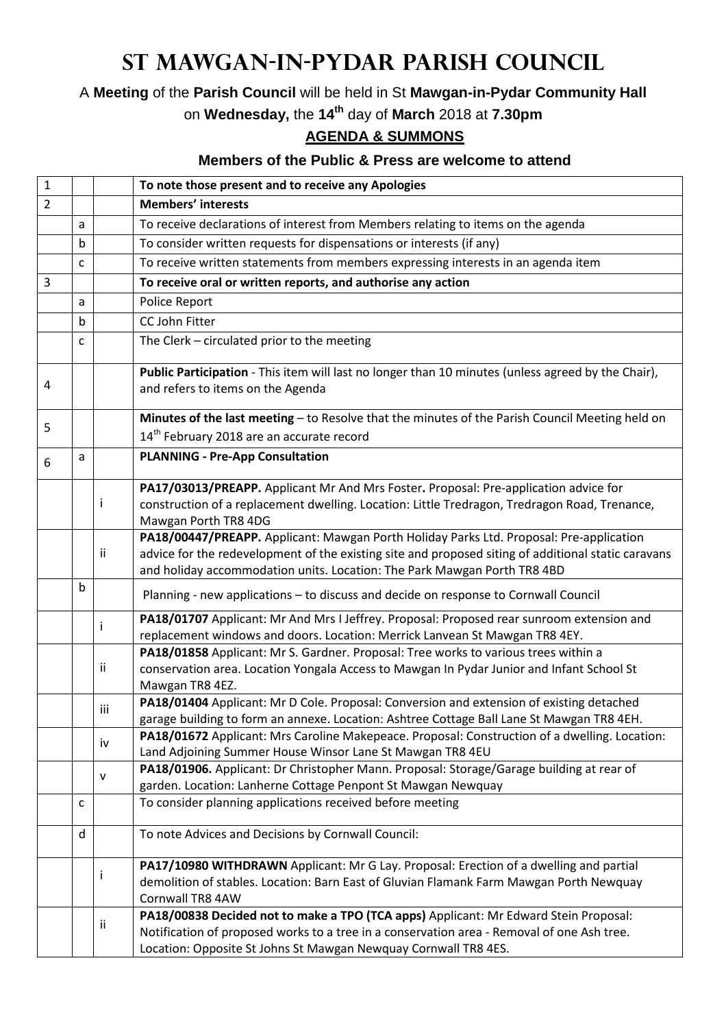# St Mawgan-in-Pydar Parish Council

A **Meeting** of the **Parish Council** will be held in St **Mawgan-in-Pydar Community Hall**

on **Wednesday,** the **14th** day of **March** 2018 at **7.30pm**

**AGENDA & SUMMONS**

**Members of the Public & Press are welcome to attend**

| | | | |
|---|---|---|---|
| 1 | | | **To note those present and to receive any Apologies** |
| 2 | | | **Members' interests** |
| | a | | To receive declarations of interest from Members relating to items on the agenda |
| | b | | To consider written requests for dispensations or interests (if any) |
| | c | | To receive written statements from members expressing interests in an agenda item |
| 3 | | | **To receive oral or written reports, and authorise any action** |
| | a | | Police Report |
| | b | | CC John Fitter |
| | c | | The Clerk – circulated prior to the meeting |
| 4 | | | **Public Participation** - This item will last no longer than 10 minutes (unless agreed by the Chair), and refers to items on the Agenda |
| 5 | | | **Minutes of the last meeting** – to Resolve that the minutes of the Parish Council Meeting held on 14th February 2018 are an accurate record |
| 6 | a | | **PLANNING - Pre-App Consultation** |
| | | i | **PA17/03013/PREAPP.** Applicant Mr And Mrs Foster**.** Proposal: Pre-application advice for construction of a replacement dwelling. Location: Little Tredragon, Tredragon Road, Trenance, Mawgan Porth TR8 4DG |
| | | ii | **PA18/00447/PREAPP.** Applicant: Mawgan Porth Holiday Parks Ltd. Proposal: Pre-application advice for the redevelopment of the existing site and proposed siting of additional static caravans and holiday accommodation units. Location: The Park Mawgan Porth TR8 4BD |
| | b | | Planning - new applications – to discuss and decide on response to Cornwall Council |
| | | i | **PA18/01707** Applicant: Mr And Mrs I Jeffrey. Proposal: Proposed rear sunroom extension and replacement windows and doors. Location: Merrick Lanvean St Mawgan TR8 4EY. |
| | | ii | **PA18/01858** Applicant: Mr S. Gardner. Proposal: Tree works to various trees within a conservation area. Location Yongala Access to Mawgan In Pydar Junior and Infant School St Mawgan TR8 4EZ. |
| | | iii | **PA18/01404** Applicant: Mr D Cole. Proposal: Conversion and extension of existing detached garage building to form an annexe. Location: Ashtree Cottage Ball Lane St Mawgan TR8 4EH. |
| | | iv | **PA18/01672** Applicant: Mrs Caroline Makepeace. Proposal: Construction of a dwelling. Location: Land Adjoining Summer House Winsor Lane St Mawgan TR8 4EU |
| | | v | **PA18/01906.** Applicant: Dr Christopher Mann. Proposal: Storage/Garage building at rear of garden. Location: Lanherne Cottage Penpont St Mawgan Newquay |
| | c | | To consider planning applications received before meeting |
| | d | | To note Advices and Decisions by Cornwall Council: |
| | | i | **PA17/10980 WITHDRAWN** Applicant: Mr G Lay. Proposal: Erection of a dwelling and partial demolition of stables. Location: Barn East of Gluvian Flamank Farm Mawgan Porth Newquay Cornwall TR8 4AW |
| | | ii | **PA18/00838 Decided not to make a TPO (TCA apps)** Applicant: Mr Edward Stein Proposal: Notification of proposed works to a tree in a conservation area - Removal of one Ash tree. Location: Opposite St Johns St Mawgan Newquay Cornwall TR8 4ES. |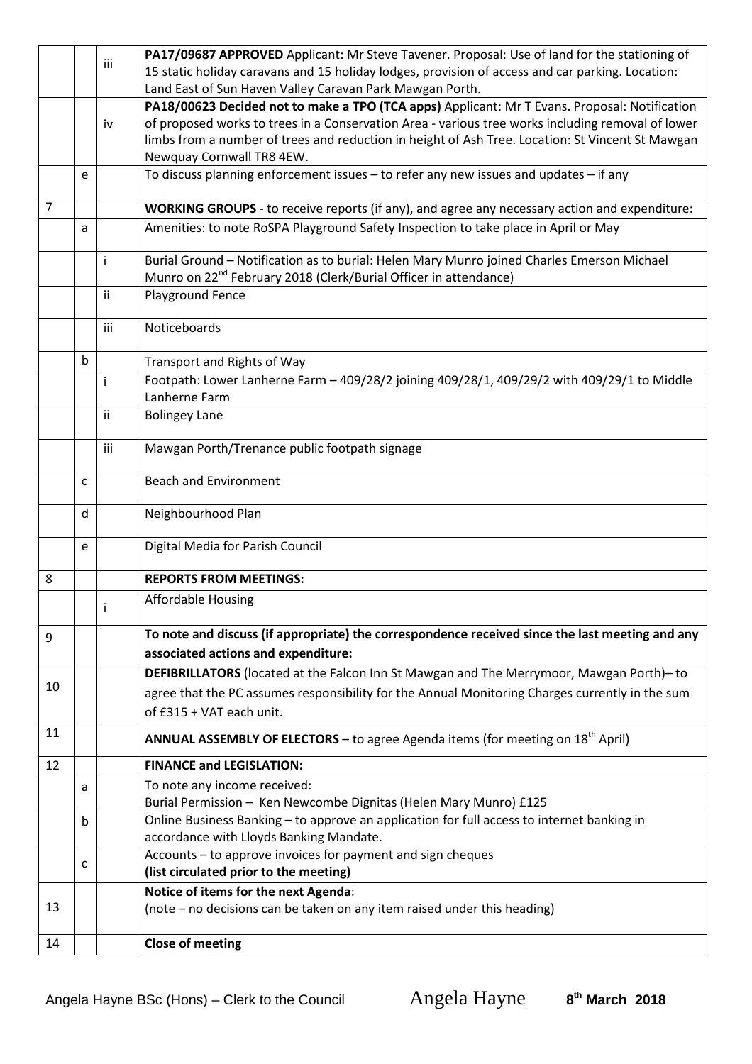| | | | |
|---|---|---|---|
| | | iii | **PA17/09687 APPROVED** Applicant: Mr Steve Tavener. Proposal: Use of land for the stationing of 15 static holiday caravans and 15 holiday lodges, provision of access and car parking. Location: Land East of Sun Haven Valley Caravan Park Mawgan Porth. |
| | | iv | **PA18/00623 Decided not to make a TPO (TCA apps)** Applicant: Mr T Evans. Proposal: Notification of proposed works to trees in a Conservation Area - various tree works including removal of lower limbs from a number of trees and reduction in height of Ash Tree. Location: St Vincent St Mawgan Newquay Cornwall TR8 4EW. |
| | e | | To discuss planning enforcement issues – to refer any new issues and updates – if any |
| 7 | | | **WORKING GROUPS** - to receive reports (if any), and agree any necessary action and expenditure: |
| | a | | Amenities: to note RoSPA Playground Safety Inspection to take place in April or May |
| | | i | Burial Ground – Notification as to burial: Helen Mary Munro joined Charles Emerson Michael Munro on 22nd February 2018 (Clerk/Burial Officer in attendance) |
| | | ii | Playground Fence |
| | | iii | Noticeboards |
| | b | | Transport and Rights of Way |
| | | i | Footpath: Lower Lanherne Farm – 409/28/2 joining 409/28/1, 409/29/2 with 409/29/1 to Middle Lanherne Farm |
| | | ii | Bolingey Lane |
| | | iii | Mawgan Porth/Trenance public footpath signage |
| | c | | Beach and Environment |
| | d | | Neighbourhood Plan |
| | e | | Digital Media for Parish Council |
| 8 | | | **REPORTS FROM MEETINGS:** |
| | | i | Affordable Housing |
| 9 | | | **To note and discuss (if appropriate) the correspondence received since the last meeting and any associated actions and expenditure:** |
| 10 | | | **DEFIBRILLATORS** (located at the Falcon Inn St Mawgan and The Merrymoor, Mawgan Porth)– to agree that the PC assumes responsibility for the Annual Monitoring Charges currently in the sum of £315 + VAT each unit. |
| 11 | | | **ANNUAL ASSEMBLY OF ELECTORS** – to agree Agenda items (for meeting on 18th April) |
| 12 | | | **FINANCE and LEGISLATION:** |
| | a | | To note any income received:<br>Burial Permission – Ken Newcombe Dignitas (Helen Mary Munro) £125 |
| | b | | Online Business Banking – to approve an application for full access to internet banking in accordance with Lloyds Banking Mandate. |
| | c | | Accounts – to approve invoices for payment and sign cheques<br>**(list circulated prior to the meeting)** |
| 13 | | | **Notice of items for the next Agenda**:<br>(note – no decisions can be taken on any item raised under this heading) |
| 14 | | | **Close of meeting** |

Angela Hayne BSc (Hons) – Clerk to the Council    Angela Hayne    **8th March 2018**